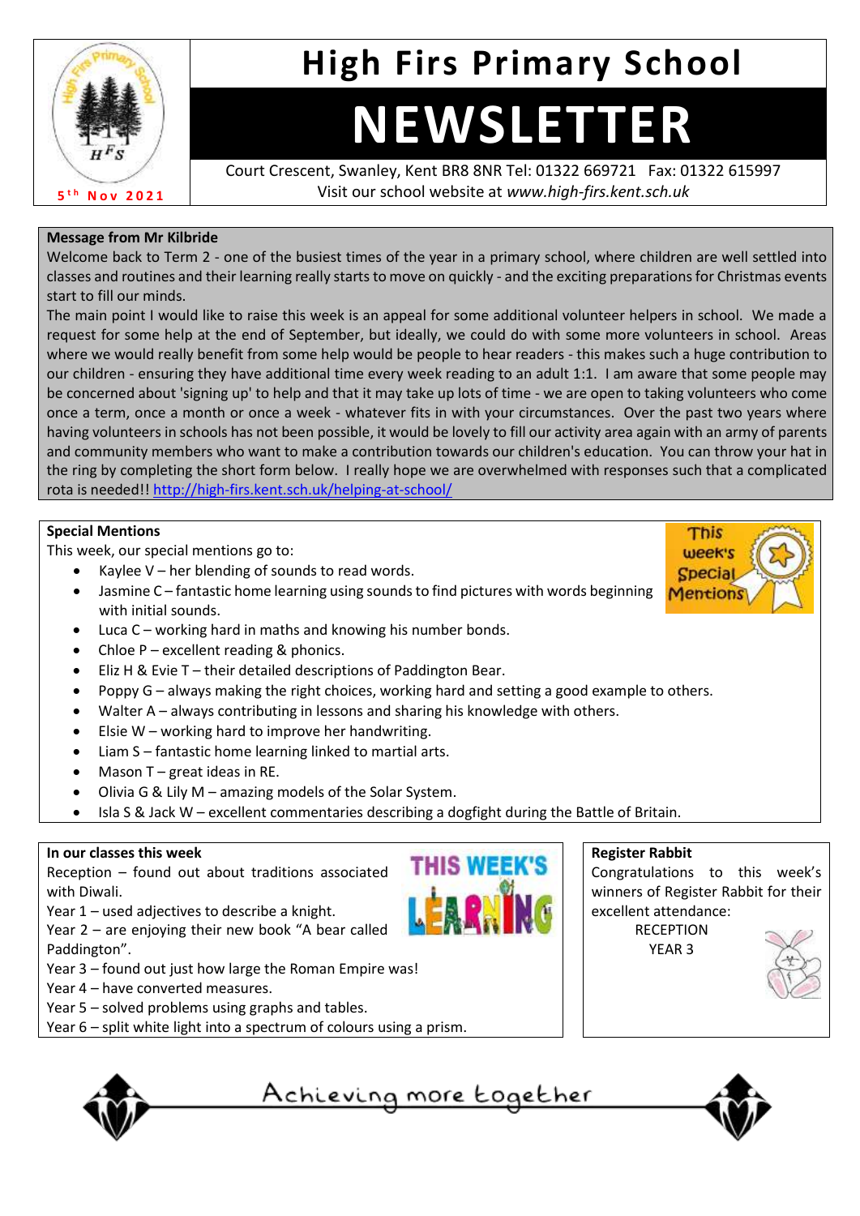# High Firs Primary School

# NEWSLETTER

5th Nov 2021

Court Crescent, Swanley, Kent BR8 8NR Tel: 01322 669721 Fax: 01322 615997
Visit our school website at *www.high-firs.kent.sch.uk*

**Message from Mr Kilbride**

Welcome back to Term 2 - one of the busiest times of the year in a primary school, where children are well settled into classes and routines and their learning really starts to move on quickly - and the exciting preparations for Christmas events start to fill our minds.

The main point I would like to raise this week is an appeal for some additional volunteer helpers in school. We made a request for some help at the end of September, but ideally, we could do with some more volunteers in school. Areas where we would really benefit from some help would be people to hear readers - this makes such a huge contribution to our children - ensuring they have additional time every week reading to an adult 1:1. I am aware that some people may be concerned about 'signing up' to help and that it may take up lots of time - we are open to taking volunteers who come once a term, once a month or once a week - whatever fits in with your circumstances. Over the past two years where having volunteers in schools has not been possible, it would be lovely to fill our activity area again with an army of parents and community members who want to make a contribution towards our children's education. You can throw your hat in the ring by completing the short form below. I really hope we are overwhelmed with responses such that a complicated rota is needed!! http://high-firs.kent.sch.uk/helping-at-school/

**Special Mentions**

This week, our special mentions go to:

- Kaylee V – her blending of sounds to read words.
- Jasmine C – fantastic home learning using sounds to find pictures with words beginning with initial sounds.
- Luca C – working hard in maths and knowing his number bonds.
- Chloe P – excellent reading & phonics.
- Eliz H & Evie T – their detailed descriptions of Paddington Bear.
- Poppy G – always making the right choices, working hard and setting a good example to others.
- Walter A – always contributing in lessons and sharing his knowledge with others.
- Elsie W – working hard to improve her handwriting.
- Liam S – fantastic home learning linked to martial arts.
- Mason T – great ideas in RE.
- Olivia G & Lily M – amazing models of the Solar System.
- Isla S & Jack W – excellent commentaries describing a dogfight during the Battle of Britain.

**In our classes this week**

Reception – found out about traditions associated with Diwali.
Year 1 – used adjectives to describe a knight.
Year 2 – are enjoying their new book "A bear called Paddington".
Year 3 – found out just how large the Roman Empire was!
Year 4 – have converted measures.
Year 5 – solved problems using graphs and tables.
Year 6 – split white light into a spectrum of colours using a prism.

**Register Rabbit**

Congratulations to this week's winners of Register Rabbit for their excellent attendance:

RECEPTION
YEAR 3

Achieving more together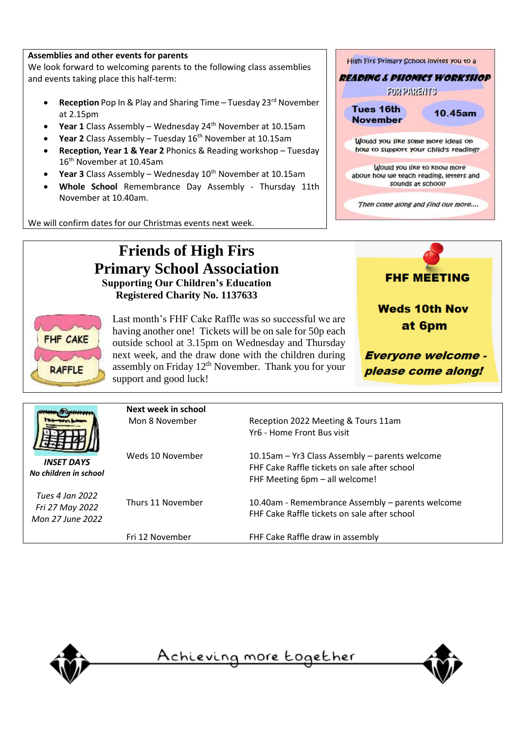**Assemblies and other events for parents**

We look forward to welcoming parents to the following class assemblies and events taking place this half-term:

- **Reception** Pop In & Play and Sharing Time – Tuesday 23rd November at 2.15pm
- **Year 1** Class Assembly – Wednesday 24th November at 10.15am
- **Year 2** Class Assembly – Tuesday 16th November at 10.15am
- **Reception, Year 1 & Year 2** Phonics & Reading workshop – Tuesday 16th November at 10.45am
- **Year 3** Class Assembly – Wednesday 10th November at 10.15am
- **Whole School** Remembrance Day Assembly - Thursday 11th November at 10.40am.

We will confirm dates for our Christmas events next week.

High Firs Primary School invites you to a

**READING & PHONICS WORKSHOP**

FOR PARENTS

**Tues 16th November** **10.45am**

Would you like some more ideas on how to support your child's reading?

Would you like to know more about how we teach reading, letters and sounds at school?

*Then come along and find out more....*

# Friends of High Firs Primary School Association

**Supporting Our Children's Education**

**Registered Charity No. 1137633**

FHF CAKE RAFFLE

Last month's FHF Cake Raffle was so successful we are having another one! Tickets will be on sale for 50p each outside school at 3.15pm on Wednesday and Thursday next week, and the draw done with the children during assembly on Friday 12th November. Thank you for your support and good luck!

**FHF MEETING**

**Weds 10th Nov at 6pm**

***Everyone welcome - please come along!***

***INSET DAYS***

***No children in school***

*Tues 4 Jan 2022*
*Fri 27 May 2022*
*Mon 27 June 2022*

| **Next week in school** | |
|---|---|
| Mon 8 November | Reception 2022 Meeting & Tours 11am<br>Yr6 - Home Front Bus visit |
| Weds 10 November | 10.15am – Yr3 Class Assembly – parents welcome<br>FHF Cake Raffle tickets on sale after school<br>FHF Meeting 6pm – all welcome! |
| Thurs 11 November | 10.40am - Remembrance Assembly – parents welcome<br>FHF Cake Raffle tickets on sale after school |
| Fri 12 November | FHF Cake Raffle draw in assembly |

Achieving more together